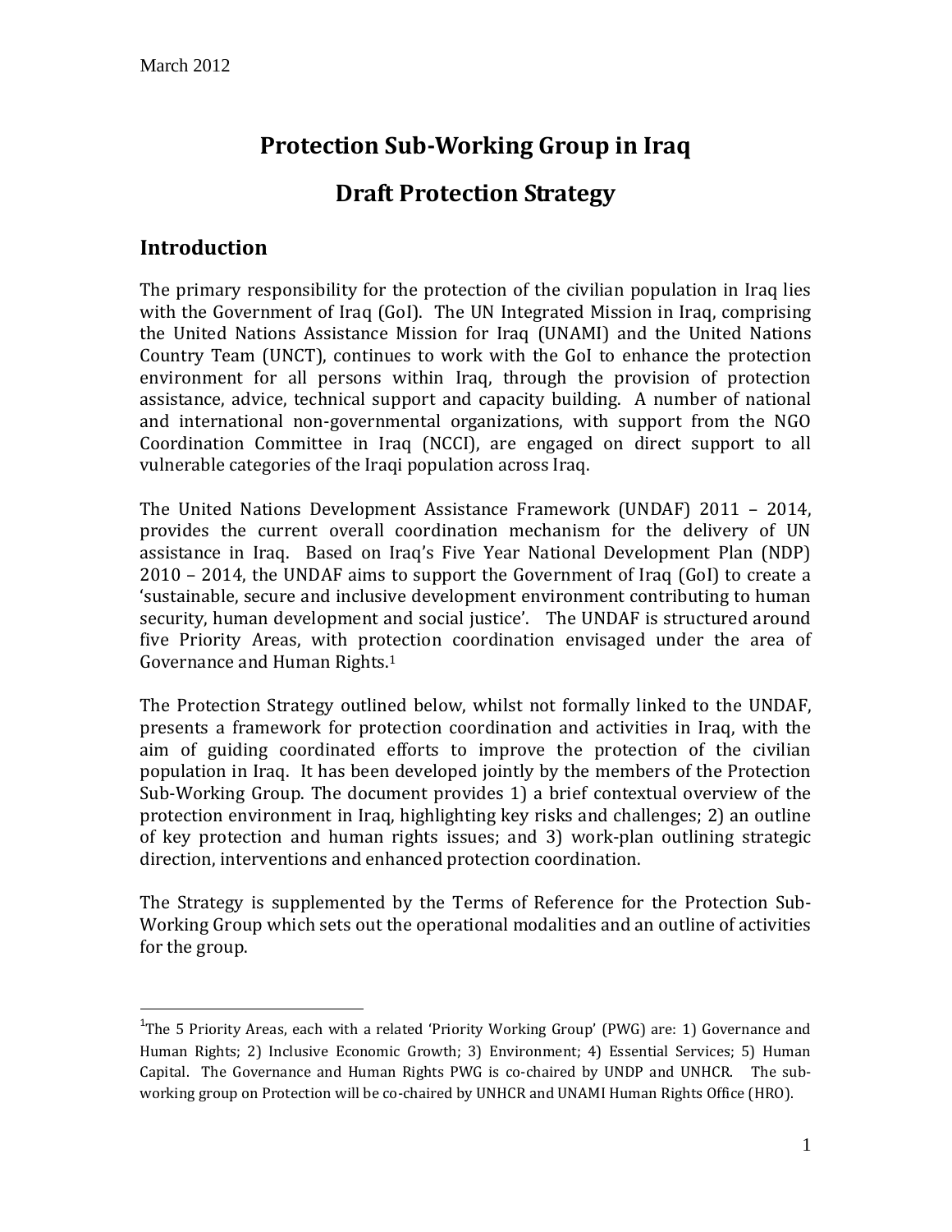March 2012

# Protection Sub-Working Group in Iraq

# Draft Protection Strategy

## Introduction

The primary responsibility for the protection of the civilian population in Iraq lies with the Government of Iraq (GoI). The UN Integrated Mission in Iraq, comprising the United Nations Assistance Mission for Iraq (UNAMI) and the United Nations Country Team (UNCT), continues to work with the GoI to enhance the protection environment for all persons within Iraq, through the provision of protection assistance, advice, technical support and capacity building. A number of national and international non-governmental organizations, with support from the NGO Coordination Committee in Iraq (NCCI), are engaged on direct support to all vulnerable categories of the Iraqi population across Iraq.

The United Nations Development Assistance Framework (UNDAF) 2011 – 2014, provides the current overall coordination mechanism for the delivery of UN assistance in Iraq. Based on Iraq's Five Year National Development Plan (NDP) 2010 – 2014, the UNDAF aims to support the Government of Iraq (GoI) to create a 'sustainable, secure and inclusive development environment contributing to human security, human development and social justice'. The UNDAF is structured around five Priority Areas, with protection coordination envisaged under the area of Governance and Human Rights.[1]

The Protection Strategy outlined below, whilst not formally linked to the UNDAF, presents a framework for protection coordination and activities in Iraq, with the aim of guiding coordinated efforts to improve the protection of the civilian population in Iraq. It has been developed jointly by the members of the Protection Sub-Working Group. The document provides 1) a brief contextual overview of the protection environment in Iraq, highlighting key risks and challenges; 2) an outline of key protection and human rights issues; and 3) work-plan outlining strategic direction, interventions and enhanced protection coordination.

The Strategy is supplemented by the Terms of Reference for the Protection Sub-Working Group which sets out the operational modalities and an outline of activities for the group.

---

[1] The 5 Priority Areas, each with a related 'Priority Working Group' (PWG) are: 1) Governance and Human Rights; 2) Inclusive Economic Growth; 3) Environment; 4) Essential Services; 5) Human Capital. The Governance and Human Rights PWG is co-chaired by UNDP and UNHCR. The sub-working group on Protection will be co-chaired by UNHCR and UNAMI Human Rights Office (HRO).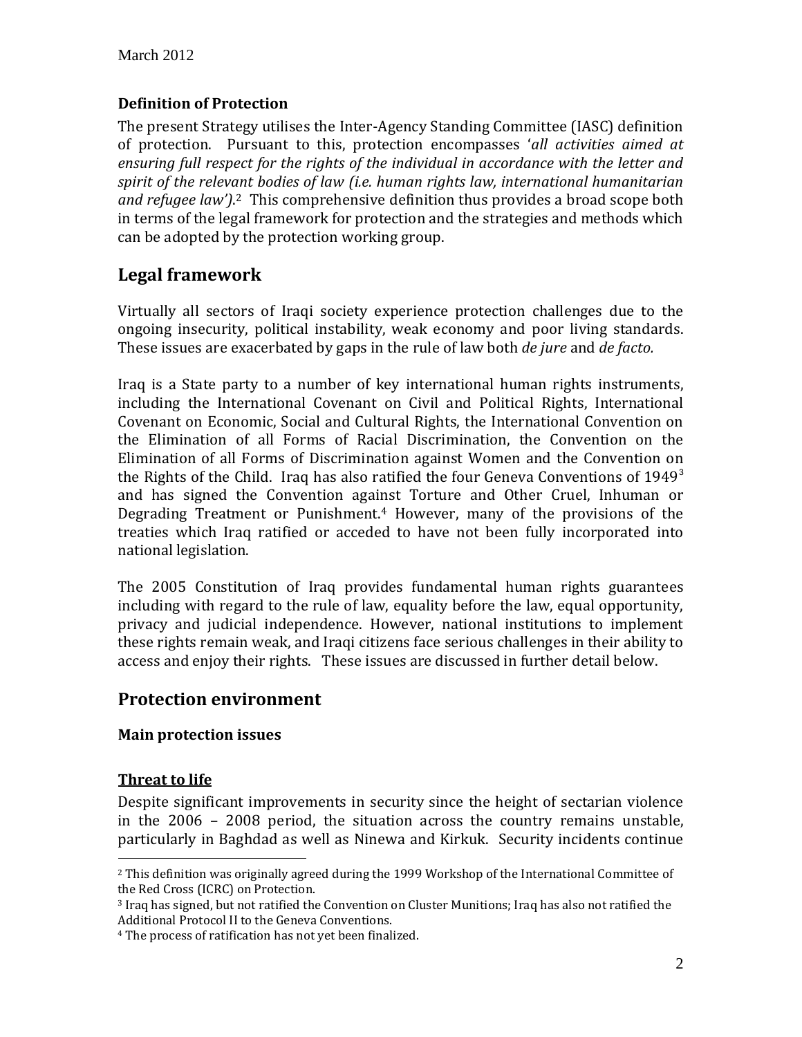### Definition of Protection

The present Strategy utilises the Inter-Agency Standing Committee (IASC) definition of protection. Pursuant to this, protection encompasses '*all activities aimed at ensuring full respect for the rights of the individual in accordance with the letter and spirit of the relevant bodies of law (i.e. human rights law, international humanitarian and refugee law')*.[2] This comprehensive definition thus provides a broad scope both in terms of the legal framework for protection and the strategies and methods which can be adopted by the protection working group.

## Legal framework

Virtually all sectors of Iraqi society experience protection challenges due to the ongoing insecurity, political instability, weak economy and poor living standards. These issues are exacerbated by gaps in the rule of law both *de jure* and *de facto.*

Iraq is a State party to a number of key international human rights instruments, including the International Covenant on Civil and Political Rights, International Covenant on Economic, Social and Cultural Rights, the International Convention on the Elimination of all Forms of Racial Discrimination, the Convention on the Elimination of all Forms of Discrimination against Women and the Convention on the Rights of the Child. Iraq has also ratified the four Geneva Conventions of 1949[3] and has signed the Convention against Torture and Other Cruel, Inhuman or Degrading Treatment or Punishment.[4] However, many of the provisions of the treaties which Iraq ratified or acceded to have not been fully incorporated into national legislation.

The 2005 Constitution of Iraq provides fundamental human rights guarantees including with regard to the rule of law, equality before the law, equal opportunity, privacy and judicial independence. However, national institutions to implement these rights remain weak, and Iraqi citizens face serious challenges in their ability to access and enjoy their rights. These issues are discussed in further detail below.

## Protection environment

### Main protection issues

#### Threat to life

Despite significant improvements in security since the height of sectarian violence in the 2006 – 2008 period, the situation across the country remains unstable, particularly in Baghdad as well as Ninewa and Kirkuk. Security incidents continue

---

[2] This definition was originally agreed during the 1999 Workshop of the International Committee of the Red Cross (ICRC) on Protection.

[3] Iraq has signed, but not ratified the Convention on Cluster Munitions; Iraq has also not ratified the Additional Protocol II to the Geneva Conventions.

[4] The process of ratification has not yet been finalized.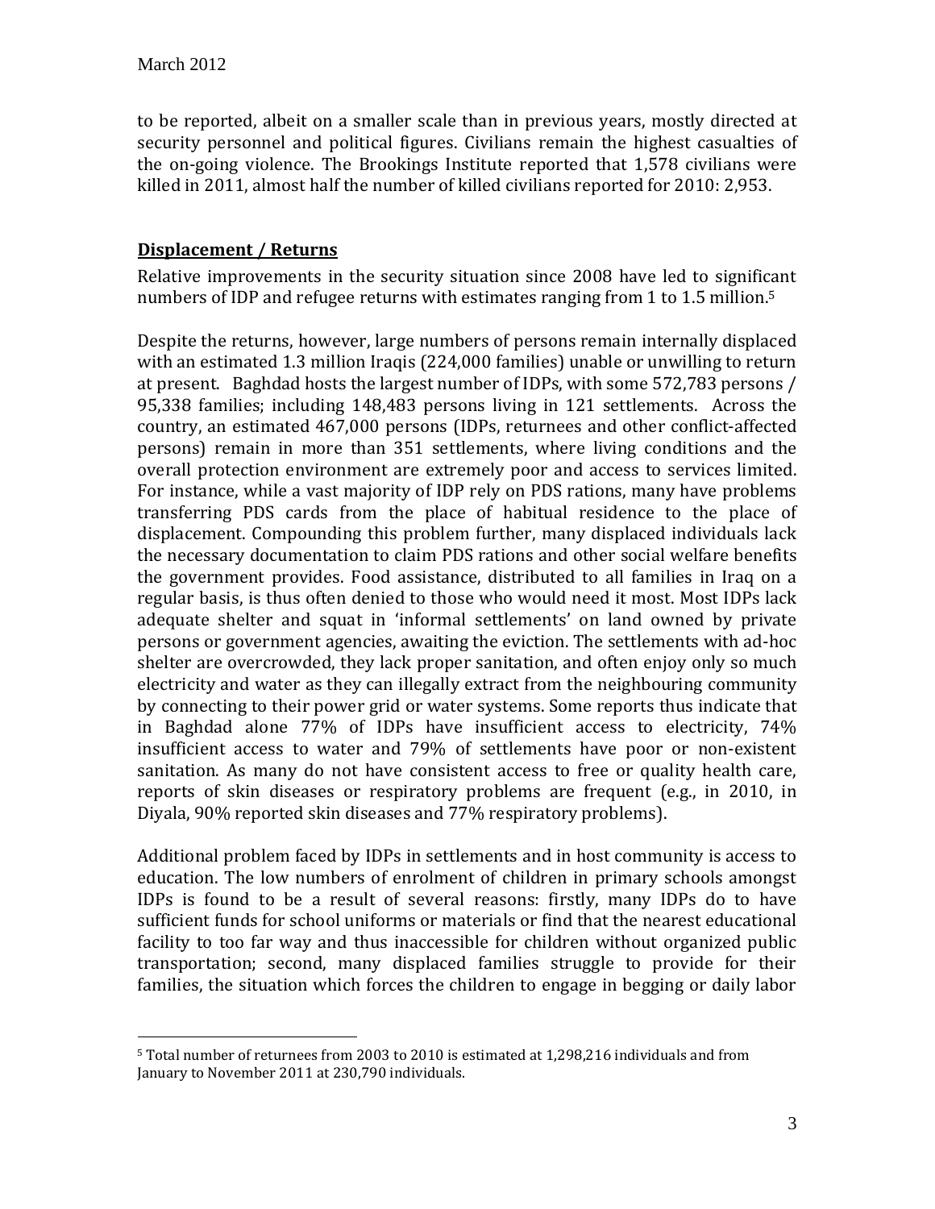to be reported, albeit on a smaller scale than in previous years, mostly directed at security personnel and political figures. Civilians remain the highest casualties of the on-going violence. The Brookings Institute reported that 1,578 civilians were killed in 2011, almost half the number of killed civilians reported for 2010: 2,953.

## **Displacement / Returns**

Relative improvements in the security situation since 2008 have led to significant numbers of IDP and refugee returns with estimates ranging from 1 to 1.5 million.[5]

Despite the returns, however, large numbers of persons remain internally displaced with an estimated 1.3 million Iraqis (224,000 families) unable or unwilling to return at present. Baghdad hosts the largest number of IDPs, with some 572,783 persons / 95,338 families; including 148,483 persons living in 121 settlements. Across the country, an estimated 467,000 persons (IDPs, returnees and other conflict-affected persons) remain in more than 351 settlements, where living conditions and the overall protection environment are extremely poor and access to services limited. For instance, while a vast majority of IDP rely on PDS rations, many have problems transferring PDS cards from the place of habitual residence to the place of displacement. Compounding this problem further, many displaced individuals lack the necessary documentation to claim PDS rations and other social welfare benefits the government provides. Food assistance, distributed to all families in Iraq on a regular basis, is thus often denied to those who would need it most. Most IDPs lack adequate shelter and squat in 'informal settlements' on land owned by private persons or government agencies, awaiting the eviction. The settlements with ad-hoc shelter are overcrowded, they lack proper sanitation, and often enjoy only so much electricity and water as they can illegally extract from the neighbouring community by connecting to their power grid or water systems. Some reports thus indicate that in Baghdad alone 77% of IDPs have insufficient access to electricity, 74% insufficient access to water and 79% of settlements have poor or non-existent sanitation. As many do not have consistent access to free or quality health care, reports of skin diseases or respiratory problems are frequent (e.g., in 2010, in Diyala, 90% reported skin diseases and 77% respiratory problems).

Additional problem faced by IDPs in settlements and in host community is access to education. The low numbers of enrolment of children in primary schools amongst IDPs is found to be a result of several reasons: firstly, many IDPs do to have sufficient funds for school uniforms or materials or find that the nearest educational facility to too far way and thus inaccessible for children without organized public transportation; second, many displaced families struggle to provide for their families, the situation which forces the children to engage in begging or daily labor

[5] Total number of returnees from 2003 to 2010 is estimated at 1,298,216 individuals and from January to November 2011 at 230,790 individuals.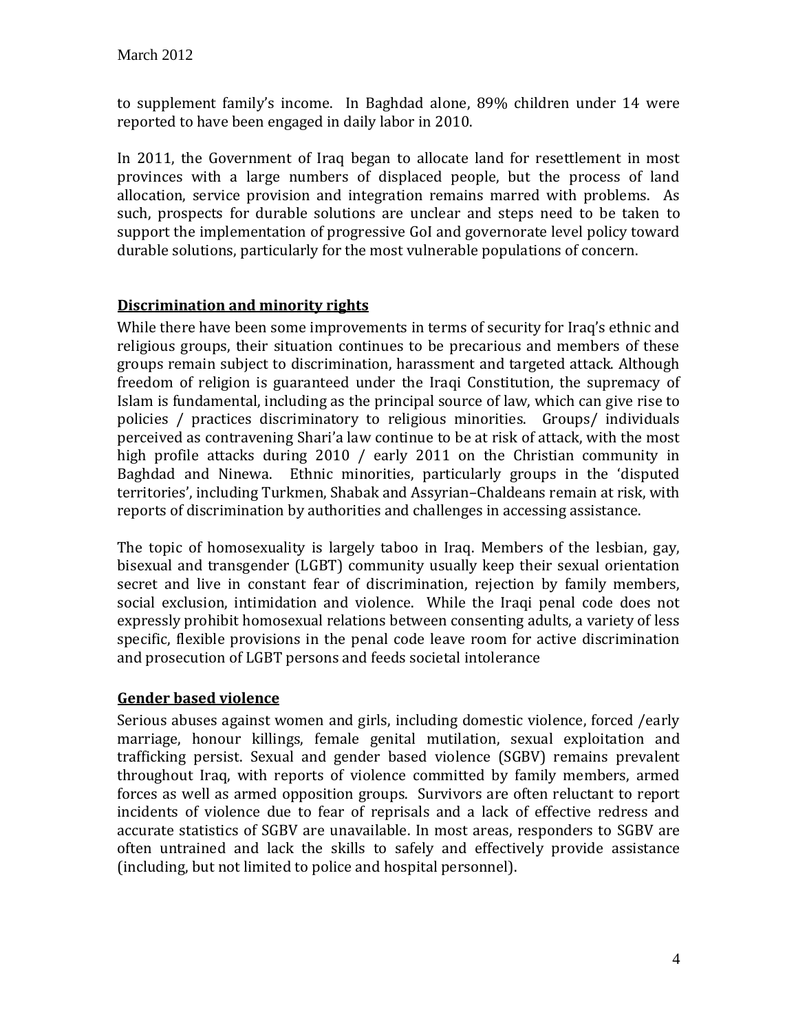to supplement family's income. In Baghdad alone, 89% children under 14 were reported to have been engaged in daily labor in 2010.

In 2011, the Government of Iraq began to allocate land for resettlement in most provinces with a large numbers of displaced people, but the process of land allocation, service provision and integration remains marred with problems. As such, prospects for durable solutions are unclear and steps need to be taken to support the implementation of progressive GoI and governorate level policy toward durable solutions, particularly for the most vulnerable populations of concern.

## Discrimination and minority rights

While there have been some improvements in terms of security for Iraq's ethnic and religious groups, their situation continues to be precarious and members of these groups remain subject to discrimination, harassment and targeted attack. Although freedom of religion is guaranteed under the Iraqi Constitution, the supremacy of Islam is fundamental, including as the principal source of law, which can give rise to policies / practices discriminatory to religious minorities. Groups/ individuals perceived as contravening Shari'a law continue to be at risk of attack, with the most high profile attacks during 2010 / early 2011 on the Christian community in Baghdad and Ninewa. Ethnic minorities, particularly groups in the 'disputed territories', including Turkmen, Shabak and Assyrian–Chaldeans remain at risk, with reports of discrimination by authorities and challenges in accessing assistance.

The topic of homosexuality is largely taboo in Iraq. Members of the lesbian, gay, bisexual and transgender (LGBT) community usually keep their sexual orientation secret and live in constant fear of discrimination, rejection by family members, social exclusion, intimidation and violence. While the Iraqi penal code does not expressly prohibit homosexual relations between consenting adults, a variety of less specific, flexible provisions in the penal code leave room for active discrimination and prosecution of LGBT persons and feeds societal intolerance

## Gender based violence

Serious abuses against women and girls, including domestic violence, forced /early marriage, honour killings, female genital mutilation, sexual exploitation and trafficking persist. Sexual and gender based violence (SGBV) remains prevalent throughout Iraq, with reports of violence committed by family members, armed forces as well as armed opposition groups. Survivors are often reluctant to report incidents of violence due to fear of reprisals and a lack of effective redress and accurate statistics of SGBV are unavailable. In most areas, responders to SGBV are often untrained and lack the skills to safely and effectively provide assistance (including, but not limited to police and hospital personnel).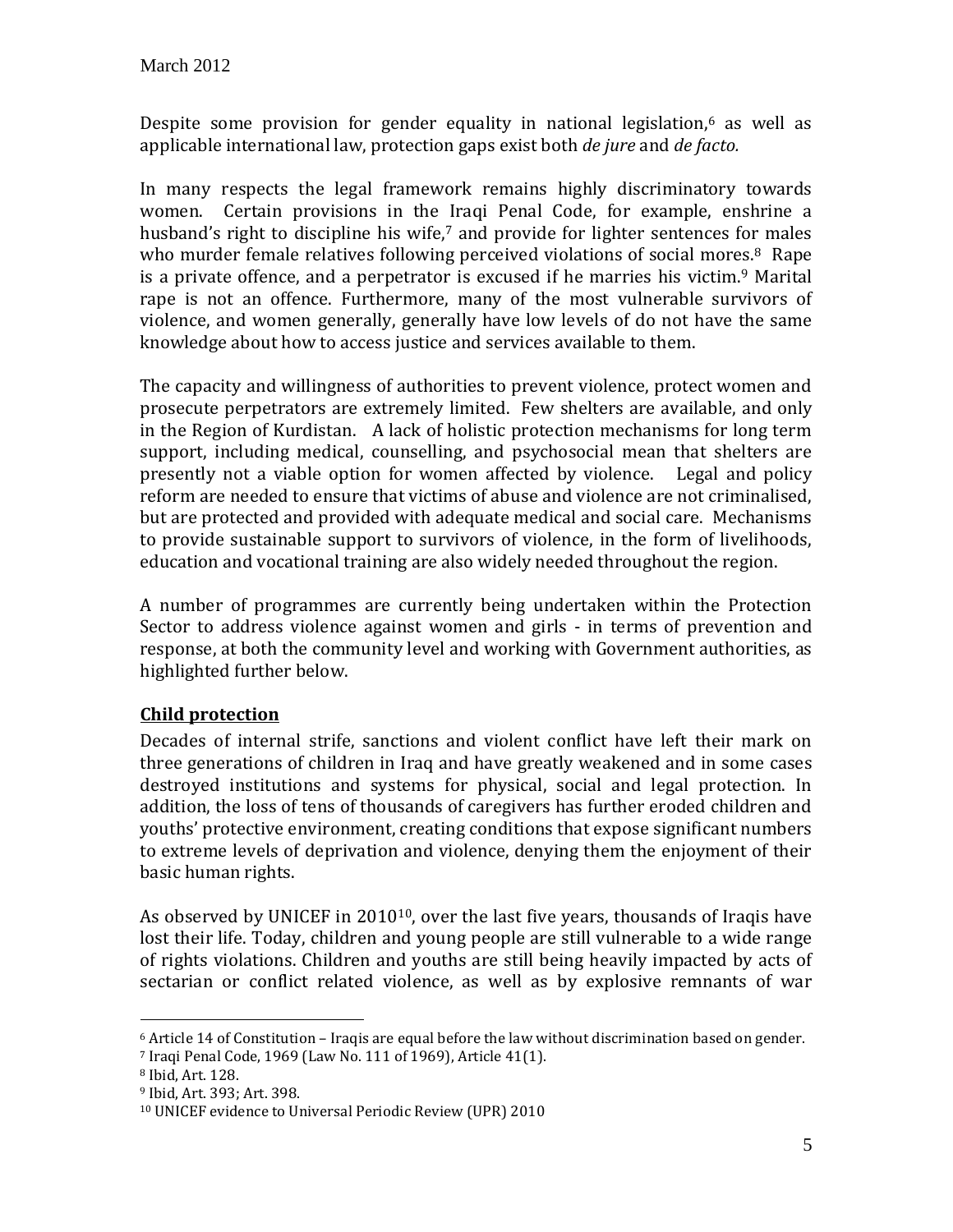Despite some provision for gender equality in national legislation,[6] as well as applicable international law, protection gaps exist both *de jure* and *de facto.*

In many respects the legal framework remains highly discriminatory towards women. Certain provisions in the Iraqi Penal Code, for example, enshrine a husband's right to discipline his wife,[7] and provide for lighter sentences for males who murder female relatives following perceived violations of social mores.[8] Rape is a private offence, and a perpetrator is excused if he marries his victim.[9] Marital rape is not an offence. Furthermore, many of the most vulnerable survivors of violence, and women generally, generally have low levels of do not have the same knowledge about how to access justice and services available to them.

The capacity and willingness of authorities to prevent violence, protect women and prosecute perpetrators are extremely limited. Few shelters are available, and only in the Region of Kurdistan. A lack of holistic protection mechanisms for long term support, including medical, counselling, and psychosocial mean that shelters are presently not a viable option for women affected by violence. Legal and policy reform are needed to ensure that victims of abuse and violence are not criminalised, but are protected and provided with adequate medical and social care. Mechanisms to provide sustainable support to survivors of violence, in the form of livelihoods, education and vocational training are also widely needed throughout the region.

A number of programmes are currently being undertaken within the Protection Sector to address violence against women and girls - in terms of prevention and response, at both the community level and working with Government authorities, as highlighted further below.

## Child protection

Decades of internal strife, sanctions and violent conflict have left their mark on three generations of children in Iraq and have greatly weakened and in some cases destroyed institutions and systems for physical, social and legal protection. In addition, the loss of tens of thousands of caregivers has further eroded children and youths' protective environment, creating conditions that expose significant numbers to extreme levels of deprivation and violence, denying them the enjoyment of their basic human rights.

As observed by UNICEF in 2010[10], over the last five years, thousands of Iraqis have lost their life. Today, children and young people are still vulnerable to a wide range of rights violations. Children and youths are still being heavily impacted by acts of sectarian or conflict related violence, as well as by explosive remnants of war

---

[6] Article 14 of Constitution – Iraqis are equal before the law without discrimination based on gender.

[7] Iraqi Penal Code, 1969 (Law No. 111 of 1969), Article 41(1).

[8] Ibid, Art. 128.

[9] Ibid, Art. 393; Art. 398.

[10] UNICEF evidence to Universal Periodic Review (UPR) 2010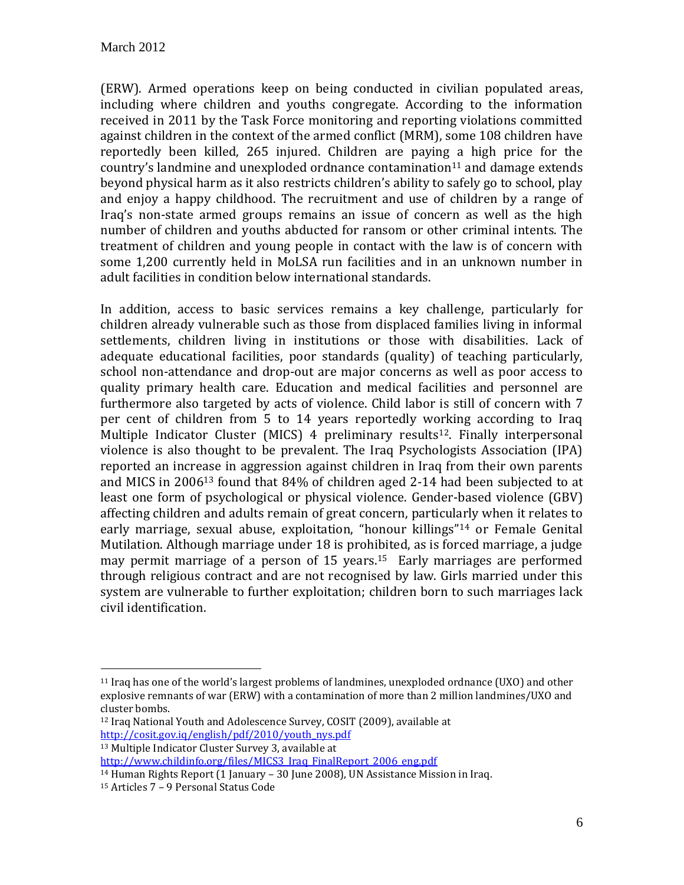(ERW). Armed operations keep on being conducted in civilian populated areas, including where children and youths congregate. According to the information received in 2011 by the Task Force monitoring and reporting violations committed against children in the context of the armed conflict (MRM), some 108 children have reportedly been killed, 265 injured. Children are paying a high price for the country's landmine and unexploded ordnance contamination[11] and damage extends beyond physical harm as it also restricts children's ability to safely go to school, play and enjoy a happy childhood. The recruitment and use of children by a range of Iraq's non-state armed groups remains an issue of concern as well as the high number of children and youths abducted for ransom or other criminal intents. The treatment of children and young people in contact with the law is of concern with some 1,200 currently held in MoLSA run facilities and in an unknown number in adult facilities in condition below international standards.

In addition, access to basic services remains a key challenge, particularly for children already vulnerable such as those from displaced families living in informal settlements, children living in institutions or those with disabilities. Lack of adequate educational facilities, poor standards (quality) of teaching particularly, school non-attendance and drop-out are major concerns as well as poor access to quality primary health care. Education and medical facilities and personnel are furthermore also targeted by acts of violence. Child labor is still of concern with 7 per cent of children from 5 to 14 years reportedly working according to Iraq Multiple Indicator Cluster (MICS) 4 preliminary results[12]. Finally interpersonal violence is also thought to be prevalent. The Iraq Psychologists Association (IPA) reported an increase in aggression against children in Iraq from their own parents and MICS in 2006[13] found that 84% of children aged 2-14 had been subjected to at least one form of psychological or physical violence. Gender-based violence (GBV) affecting children and adults remain of great concern, particularly when it relates to early marriage, sexual abuse, exploitation, "honour killings"[14] or Female Genital Mutilation. Although marriage under 18 is prohibited, as is forced marriage, a judge may permit marriage of a person of 15 years.[15] Early marriages are performed through religious contract and are not recognised by law. Girls married under this system are vulnerable to further exploitation; children born to such marriages lack civil identification.

---

[11] Iraq has one of the world's largest problems of landmines, unexploded ordnance (UXO) and other explosive remnants of war (ERW) with a contamination of more than 2 million landmines/UXO and cluster bombs.

[12] Iraq National Youth and Adolescence Survey, COSIT (2009), available at http://cosit.gov.iq/english/pdf/2010/youth_nys.pdf

[13] Multiple Indicator Cluster Survey 3, available at http://www.childinfo.org/files/MICS3_Iraq_FinalReport_2006_eng.pdf

[14] Human Rights Report (1 January – 30 June 2008), UN Assistance Mission in Iraq.

[15] Articles 7 – 9 Personal Status Code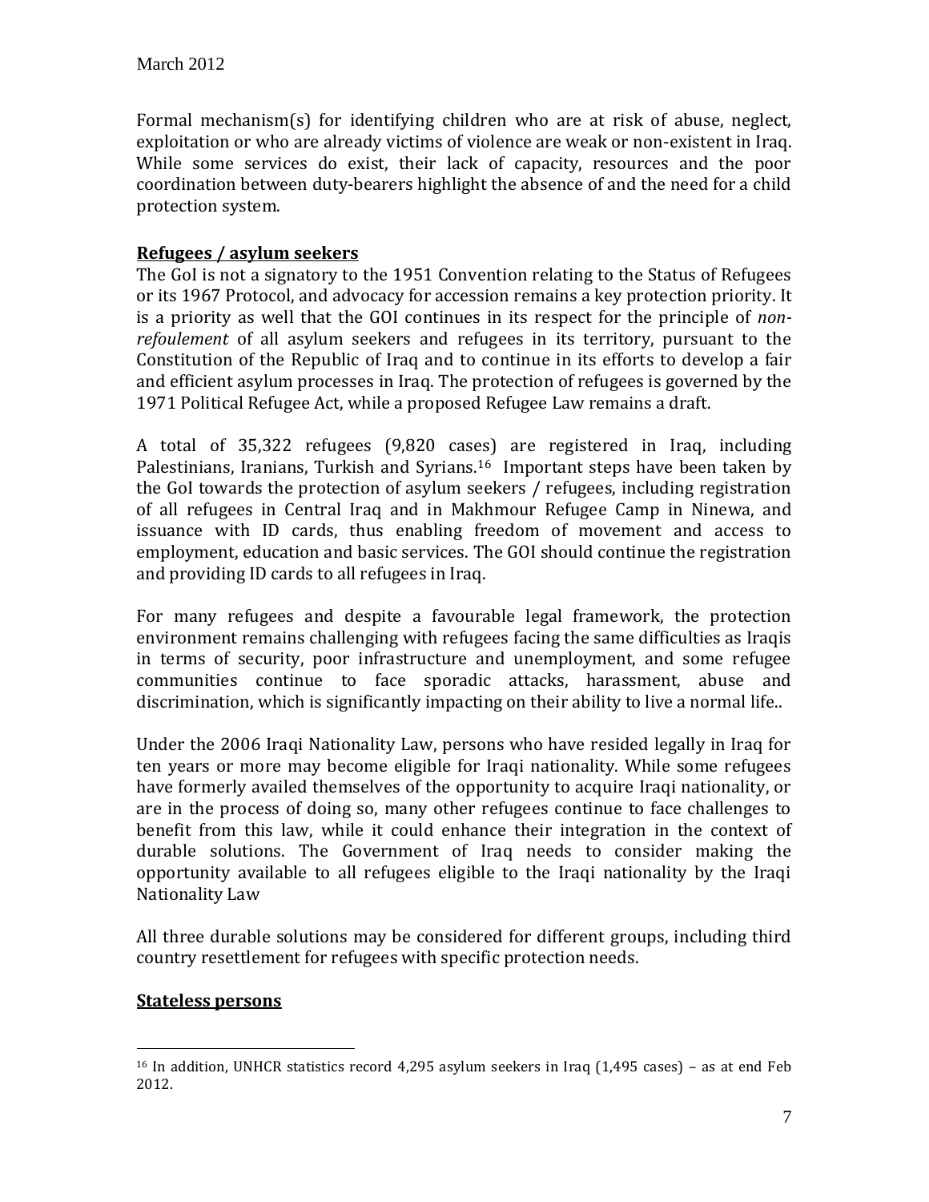Formal mechanism(s) for identifying children who are at risk of abuse, neglect, exploitation or who are already victims of violence are weak or non-existent in Iraq. While some services do exist, their lack of capacity, resources and the poor coordination between duty-bearers highlight the absence of and the need for a child protection system.

**Refugees / asylum seekers**

The GoI is not a signatory to the 1951 Convention relating to the Status of Refugees or its 1967 Protocol, and advocacy for accession remains a key protection priority. It is a priority as well that the GOI continues in its respect for the principle of *non-refoulement* of all asylum seekers and refugees in its territory, pursuant to the Constitution of the Republic of Iraq and to continue in its efforts to develop a fair and efficient asylum processes in Iraq. The protection of refugees is governed by the 1971 Political Refugee Act, while a proposed Refugee Law remains a draft.

A total of 35,322 refugees (9,820 cases) are registered in Iraq, including Palestinians, Iranians, Turkish and Syrians.[16] Important steps have been taken by the GoI towards the protection of asylum seekers / refugees, including registration of all refugees in Central Iraq and in Makhmour Refugee Camp in Ninewa, and issuance with ID cards, thus enabling freedom of movement and access to employment, education and basic services. The GOI should continue the registration and providing ID cards to all refugees in Iraq.

For many refugees and despite a favourable legal framework, the protection environment remains challenging with refugees facing the same difficulties as Iraqis in terms of security, poor infrastructure and unemployment, and some refugee communities continue to face sporadic attacks, harassment, abuse and discrimination, which is significantly impacting on their ability to live a normal life..

Under the 2006 Iraqi Nationality Law, persons who have resided legally in Iraq for ten years or more may become eligible for Iraqi nationality. While some refugees have formerly availed themselves of the opportunity to acquire Iraqi nationality, or are in the process of doing so, many other refugees continue to face challenges to benefit from this law, while it could enhance their integration in the context of durable solutions. The Government of Iraq needs to consider making the opportunity available to all refugees eligible to the Iraqi nationality by the Iraqi Nationality Law

All three durable solutions may be considered for different groups, including third country resettlement for refugees with specific protection needs.

**Stateless persons**

[16] In addition, UNHCR statistics record 4,295 asylum seekers in Iraq (1,495 cases) – as at end Feb 2012.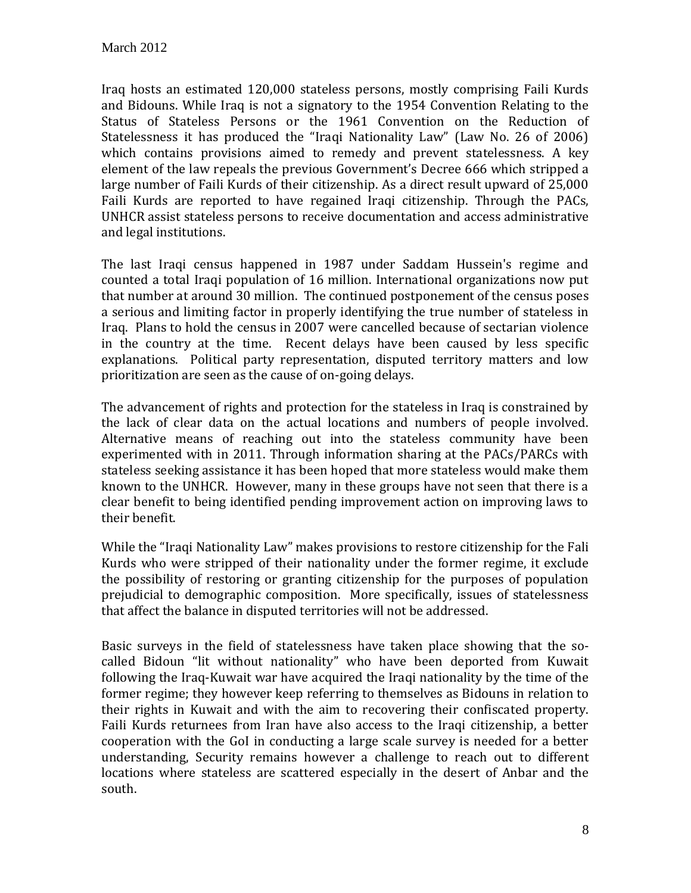Iraq hosts an estimated 120,000 stateless persons, mostly comprising Faili Kurds and Bidouns. While Iraq is not a signatory to the 1954 Convention Relating to the Status of Stateless Persons or the 1961 Convention on the Reduction of Statelessness it has produced the "Iraqi Nationality Law" (Law No. 26 of 2006) which contains provisions aimed to remedy and prevent statelessness. A key element of the law repeals the previous Government's Decree 666 which stripped a large number of Faili Kurds of their citizenship. As a direct result upward of 25,000 Faili Kurds are reported to have regained Iraqi citizenship. Through the PACs, UNHCR assist stateless persons to receive documentation and access administrative and legal institutions.

The last Iraqi census happened in 1987 under Saddam Hussein's regime and counted a total Iraqi population of 16 million. International organizations now put that number at around 30 million. The continued postponement of the census poses a serious and limiting factor in properly identifying the true number of stateless in Iraq. Plans to hold the census in 2007 were cancelled because of sectarian violence in the country at the time. Recent delays have been caused by less specific explanations. Political party representation, disputed territory matters and low prioritization are seen as the cause of on-going delays.

The advancement of rights and protection for the stateless in Iraq is constrained by the lack of clear data on the actual locations and numbers of people involved. Alternative means of reaching out into the stateless community have been experimented with in 2011. Through information sharing at the PACs/PARCs with stateless seeking assistance it has been hoped that more stateless would make them known to the UNHCR. However, many in these groups have not seen that there is a clear benefit to being identified pending improvement action on improving laws to their benefit.

While the "Iraqi Nationality Law" makes provisions to restore citizenship for the Fali Kurds who were stripped of their nationality under the former regime, it exclude the possibility of restoring or granting citizenship for the purposes of population prejudicial to demographic composition. More specifically, issues of statelessness that affect the balance in disputed territories will not be addressed.

Basic surveys in the field of statelessness have taken place showing that the so-called Bidoun "lit without nationality" who have been deported from Kuwait following the Iraq-Kuwait war have acquired the Iraqi nationality by the time of the former regime; they however keep referring to themselves as Bidouns in relation to their rights in Kuwait and with the aim to recovering their confiscated property. Faili Kurds returnees from Iran have also access to the Iraqi citizenship, a better cooperation with the GoI in conducting a large scale survey is needed for a better understanding, Security remains however a challenge to reach out to different locations where stateless are scattered especially in the desert of Anbar and the south.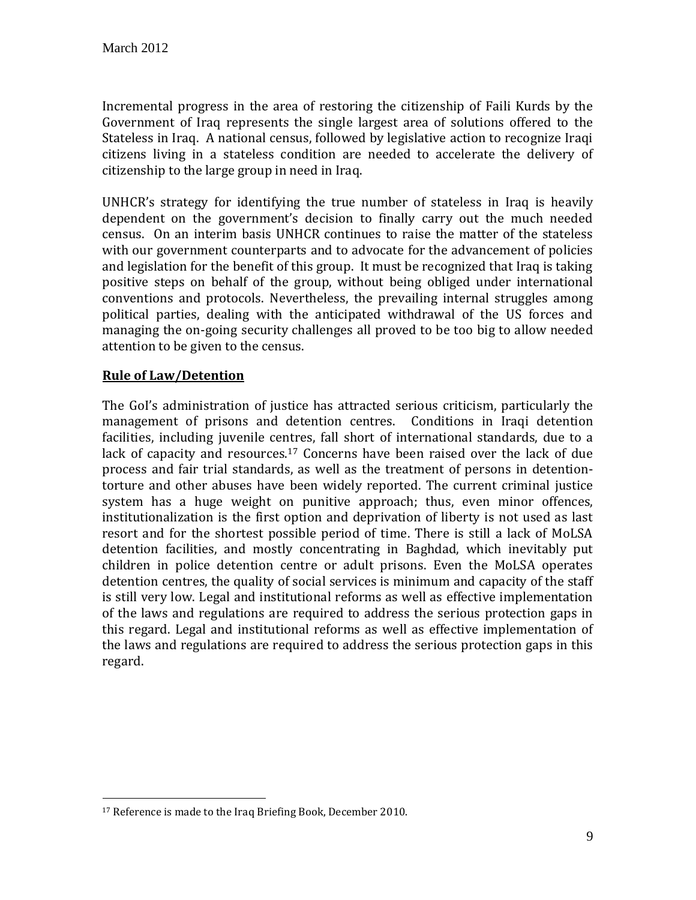Incremental progress in the area of restoring the citizenship of Faili Kurds by the Government of Iraq represents the single largest area of solutions offered to the Stateless in Iraq. A national census, followed by legislative action to recognize Iraqi citizens living in a stateless condition are needed to accelerate the delivery of citizenship to the large group in need in Iraq.

UNHCR's strategy for identifying the true number of stateless in Iraq is heavily dependent on the government's decision to finally carry out the much needed census. On an interim basis UNHCR continues to raise the matter of the stateless with our government counterparts and to advocate for the advancement of policies and legislation for the benefit of this group. It must be recognized that Iraq is taking positive steps on behalf of the group, without being obliged under international conventions and protocols. Nevertheless, the prevailing internal struggles among political parties, dealing with the anticipated withdrawal of the US forces and managing the on-going security challenges all proved to be too big to allow needed attention to be given to the census.

**<u>Rule of Law/Detention</u>**

The GoI's administration of justice has attracted serious criticism, particularly the management of prisons and detention centres. Conditions in Iraqi detention facilities, including juvenile centres, fall short of international standards, due to a lack of capacity and resources.[17] Concerns have been raised over the lack of due process and fair trial standards, as well as the treatment of persons in detention-torture and other abuses have been widely reported. The current criminal justice system has a huge weight on punitive approach; thus, even minor offences, institutionalization is the first option and deprivation of liberty is not used as last resort and for the shortest possible period of time. There is still a lack of MoLSA detention facilities, and mostly concentrating in Baghdad, which inevitably put children in police detention centre or adult prisons. Even the MoLSA operates detention centres, the quality of social services is minimum and capacity of the staff is still very low. Legal and institutional reforms as well as effective implementation of the laws and regulations are required to address the serious protection gaps in this regard. Legal and institutional reforms as well as effective implementation of the laws and regulations are required to address the serious protection gaps in this regard.

---

[17] Reference is made to the Iraq Briefing Book, December 2010.